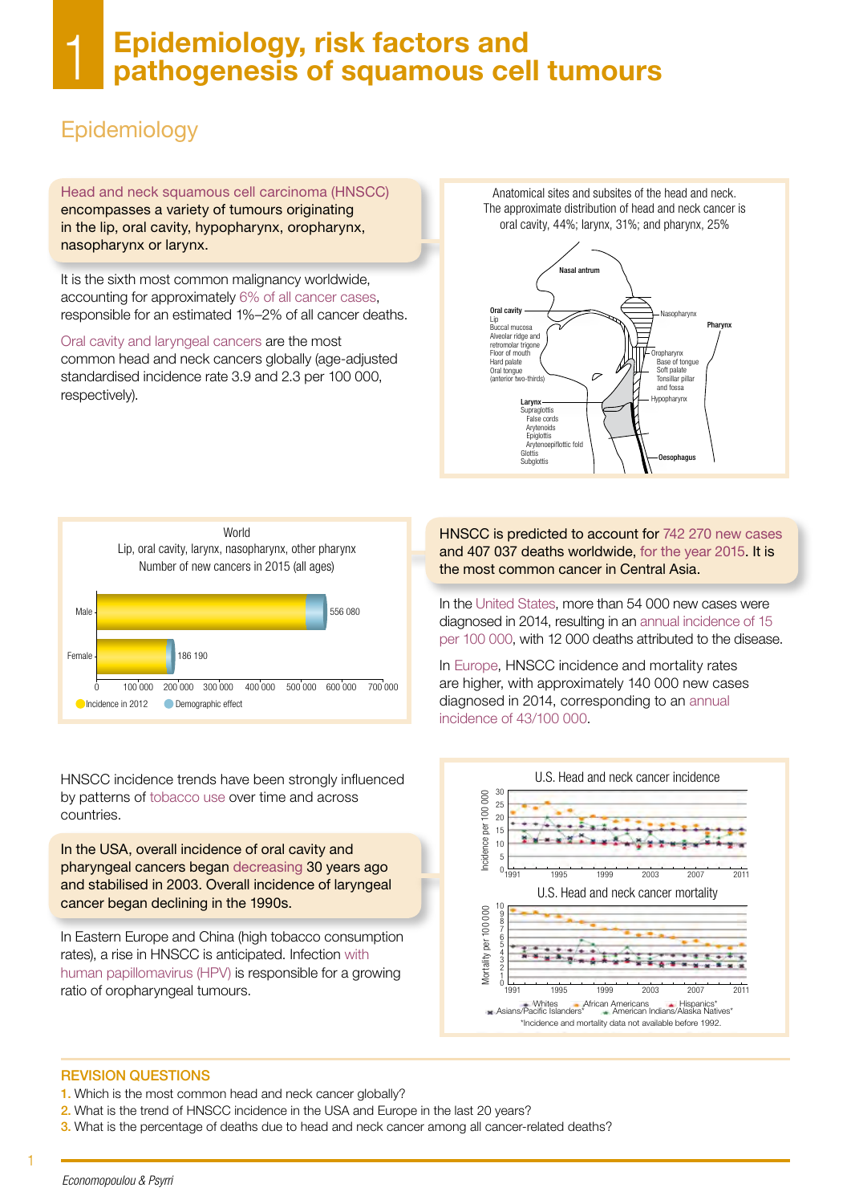# 1 Epidemiology, risk factors and pathogenesis of squamous cell tumours

## Epidemiology

Head and neck squamous cell carcinoma (HNSCC) encompasses a variety of tumours originating in the lip, oral cavity, hypopharynx, oropharynx, nasopharynx or larynx.

It is the sixth most common malignancy worldwide, accounting for approximately 6% of all cancer cases, responsible for an estimated 1%–2% of all cancer deaths.

Oral cavity and laryngeal cancers are the most common head and neck cancers globally (age-adjusted standardised incidence rate 3.9 and 2.3 per 100 000, respectively).

Anatomical sites and subsites of the head and neck. The approximate distribution of head and neck cancer is oral cavity, 44%; larynx, 31%; and pharynx, 25%

Nasal antrum; Oral cavity: Lip, Buccal mucosa, Alveolar ridge and retromolar trigone, Floor of mouth, Hard palate, Oral tongue (anterior two-thirds); Larynx: Supraglottis (False cords, Arytenoids, Epiglottis, Arytenoepiflottic fold), Glottis, Subglottis; Pharynx: Nasopharynx, Oropharynx (Base of tongue, Soft palate, Tonsillar pillar and fossa), Hypopharynx; Oesophagus

World
Lip, oral cavity, larynx, nasopharynx, other pharynx
Number of new cancers in 2015 (all ages)

| | Number of new cancers |
|---|---|
| Male | 556 080 |
| Female | 186 190 |

Incidence in 2012; Demographic effect

HNSCC is predicted to account for 742 270 new cases and 407 037 deaths worldwide, for the year 2015. It is the most common cancer in Central Asia.

In the United States, more than 54 000 new cases were diagnosed in 2014, resulting in an annual incidence of 15 per 100 000, with 12 000 deaths attributed to the disease.

In Europe, HNSCC incidence and mortality rates are higher, with approximately 140 000 new cases diagnosed in 2014, corresponding to an annual incidence of 43/100 000.

HNSCC incidence trends have been strongly influenced by patterns of tobacco use over time and across countries.

In the USA, overall incidence of oral cavity and pharyngeal cancers began decreasing 30 years ago and stabilised in 2003. Overall incidence of laryngeal cancer began declining in the 1990s.

In Eastern Europe and China (high tobacco consumption rates), a rise in HNSCC is anticipated. Infection with human papillomavirus (HPV) is responsible for a growing ratio of oropharyngeal tumours.

U.S. Head and neck cancer incidence

U.S. Head and neck cancer mortality

Whites; African Americans; Hispanics*; Asians/Pacific Islanders*; American Indians/Alaska Natives*

*Incidence and mortality data not available before 1992.

## REVISION QUESTIONS

1. Which is the most common head and neck cancer globally?
2. What is the trend of HNSCC incidence in the USA and Europe in the last 20 years?
3. What is the percentage of deaths due to head and neck cancer among all cancer-related deaths?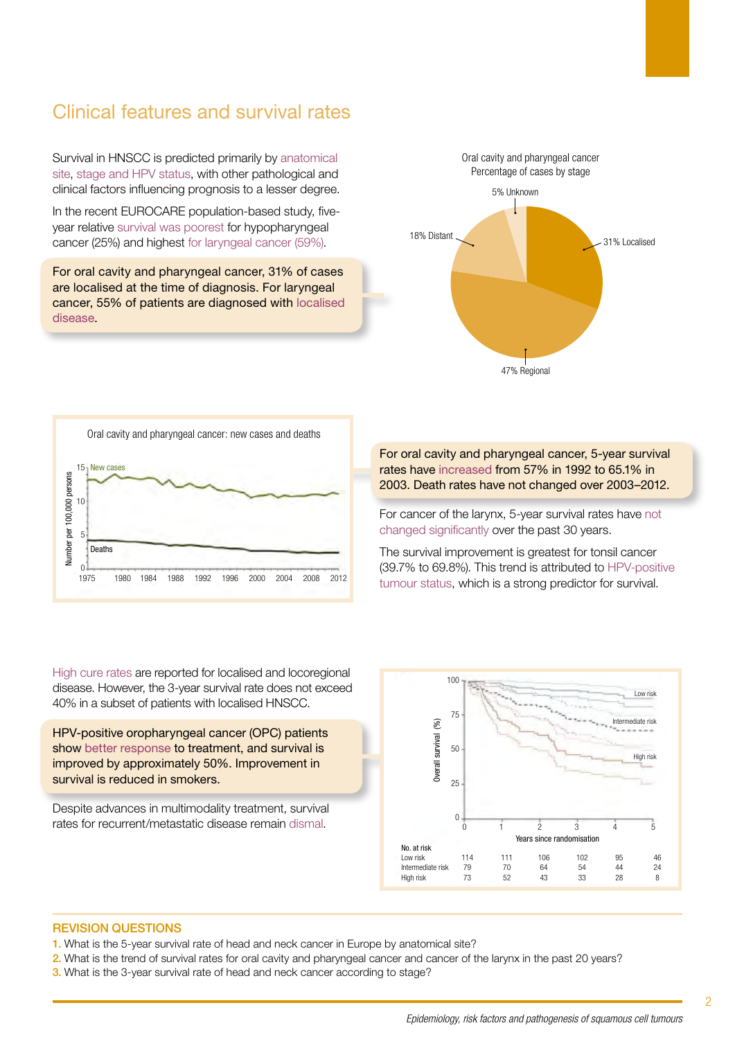## Clinical features and survival rates

Survival in HNSCC is predicted primarily by anatomical site, stage and HPV status, with other pathological and clinical factors influencing prognosis to a lesser degree.

In the recent EUROCARE population-based study, five-year relative survival was poorest for hypopharyngeal cancer (25%) and highest for laryngeal cancer (59%).

For oral cavity and pharyngeal cancer, 31% of cases are localised at the time of diagnosis. For laryngeal cancer, 55% of patients are diagnosed with localised disease.

Oral cavity and pharyngeal cancer
Percentage of cases by stage

- 31% Localised
- 47% Regional
- 18% Distant
- 5% Unknown

Oral cavity and pharyngeal cancer: new cases and deaths

For oral cavity and pharyngeal cancer, 5-year survival rates have increased from 57% in 1992 to 65.1% in 2003. Death rates have not changed over 2003–2012.

For cancer of the larynx, 5-year survival rates have not changed significantly over the past 30 years.

The survival improvement is greatest for tonsil cancer (39.7% to 69.8%). This trend is attributed to HPV-positive tumour status, which is a strong predictor for survival.

High cure rates are reported for localised and locoregional disease. However, the 3-year survival rate does not exceed 40% in a subset of patients with localised HNSCC.

HPV-positive oropharyngeal cancer (OPC) patients show better response to treatment, and survival is improved by approximately 50%. Improvement in survival is reduced in smokers.

Despite advances in multimodality treatment, survival rates for recurrent/metastatic disease remain dismal.

| No. at risk | 0 | 1 | 2 | 3 | 4 | 5 |
|---|---|---|---|---|---|---|
| Low risk | 114 | 111 | 106 | 102 | 95 | 46 |
| Intermediate risk | 79 | 70 | 64 | 54 | 44 | 24 |
| High risk | 73 | 52 | 43 | 33 | 28 | 8 |

### REVISION QUESTIONS

1. What is the 5-year survival rate of head and neck cancer in Europe by anatomical site?
2. What is the trend of survival rates for oral cavity and pharyngeal cancer and cancer of the larynx in the past 20 years?
3. What is the 3-year survival rate of head and neck cancer according to stage?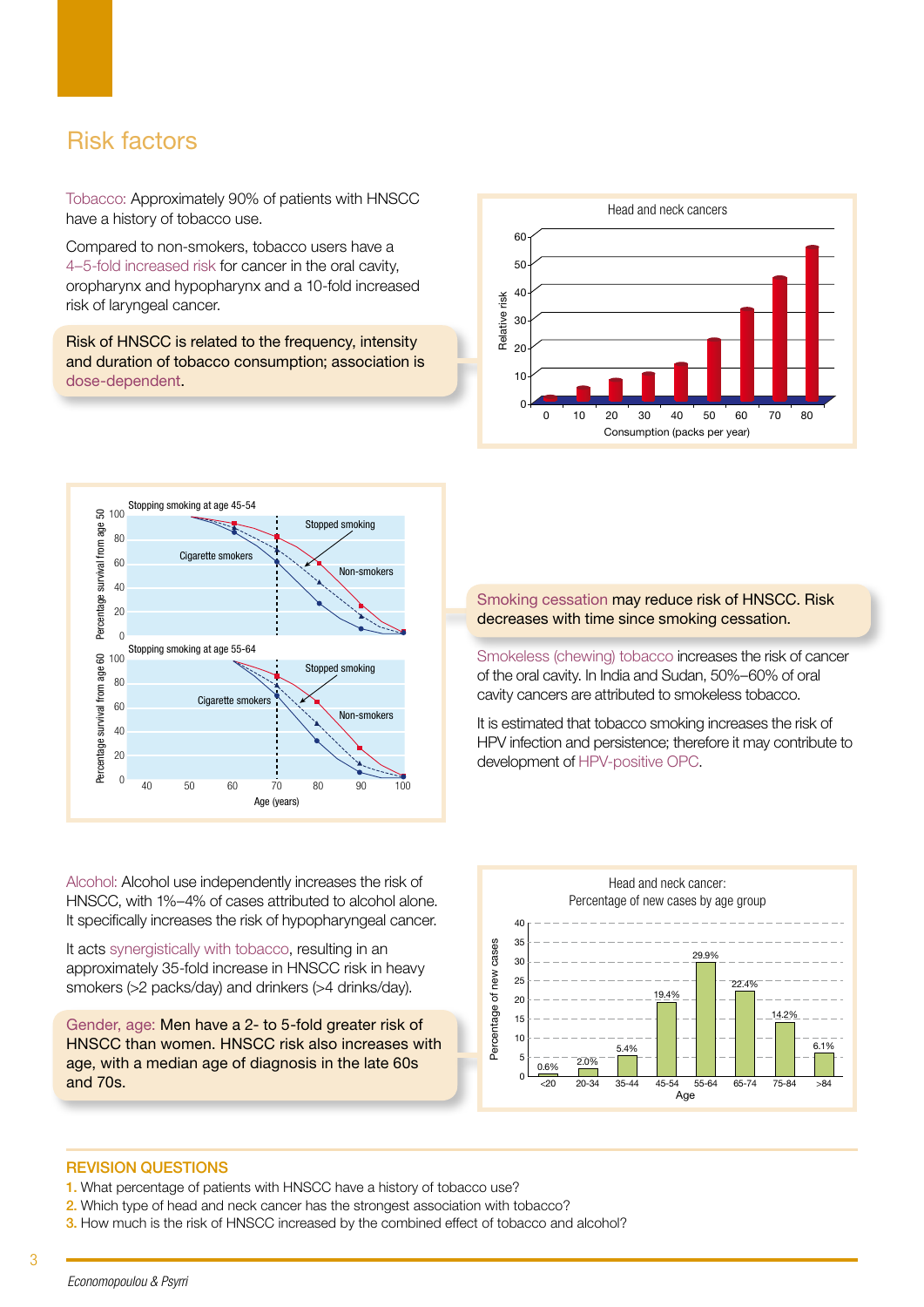# Risk factors

Tobacco: Approximately 90% of patients with HNSCC have a history of tobacco use.

Compared to non-smokers, tobacco users have a 4–5-fold increased risk for cancer in the oral cavity, oropharynx and hypopharynx and a 10-fold increased risk of laryngeal cancer.

> Risk of HNSCC is related to the frequency, intensity and duration of tobacco consumption; association is dose-dependent.

Head and neck cancers

Relative risk vs. Consumption (packs per year)

Stopping smoking at age 45-54

Stopping smoking at age 55-64

Percentage survival from age 50 / Percentage survival from age 60 vs. Age (years) — Cigarette smokers, Stopped smoking, Non-smokers

> Smoking cessation may reduce risk of HNSCC. Risk decreases with time since smoking cessation.

Smokeless (chewing) tobacco increases the risk of cancer of the oral cavity. In India and Sudan, 50%–60% of oral cavity cancers are attributed to smokeless tobacco.

It is estimated that tobacco smoking increases the risk of HPV infection and persistence; therefore it may contribute to development of HPV-positive OPC.

Alcohol: Alcohol use independently increases the risk of HNSCC, with 1%–4% of cases attributed to alcohol alone. It specifically increases the risk of hypopharyngeal cancer.

It acts synergistically with tobacco, resulting in an approximately 35-fold increase in HNSCC risk in heavy smokers (>2 packs/day) and drinkers (>4 drinks/day).

> Gender, age: Men have a 2- to 5-fold greater risk of HNSCC than women. HNSCC risk also increases with age, with a median age of diagnosis in the late 60s and 70s.

Head and neck cancer: Percentage of new cases by age group

| Age | <20 | 20-34 | 35-44 | 45-54 | 55-64 | 65-74 | 75-84 | >84 |
|---|---|---|---|---|---|---|---|---|
| Percentage of new cases | 0.6% | 2.0% | 5.4% | 19.4% | 29.9% | 22.4% | 14.2% | 6.1% |

## REVISION QUESTIONS

1. What percentage of patients with HNSCC have a history of tobacco use?
2. Which type of head and neck cancer has the strongest association with tobacco?
3. How much is the risk of HNSCC increased by the combined effect of tobacco and alcohol?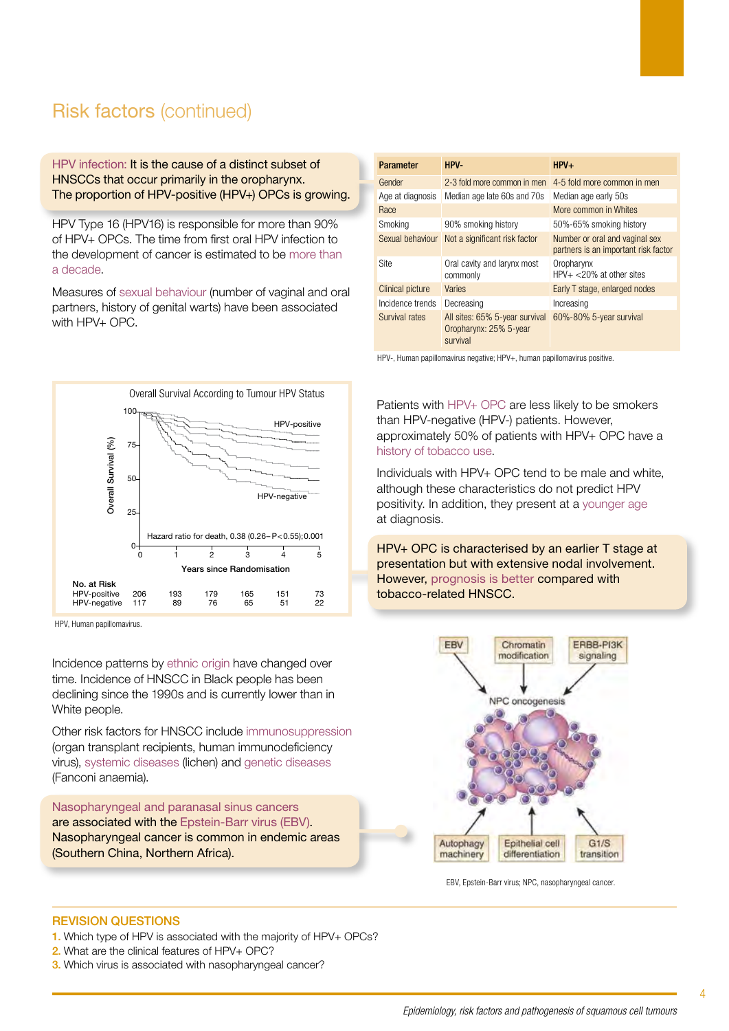## Risk factors (continued)

**HPV infection:** It is the cause of a distinct subset of HNSCCs that occur primarily in the oropharynx. The proportion of HPV-positive (HPV+) OPCs is growing.

HPV Type 16 (HPV16) is responsible for more than 90% of HPV+ OPCs. The time from first oral HPV infection to the development of cancer is estimated to be more than a decade.

Measures of sexual behaviour (number of vaginal and oral partners, history of genital warts) have been associated with HPV+ OPC.

| Parameter | HPV- | HPV+ |
|---|---|---|
| Gender | 2-3 fold more common in men | 4-5 fold more common in men |
| Age at diagnosis | Median age late 60s and 70s | Median age early 50s |
| Race | | More common in Whites |
| Smoking | 90% smoking history | 50%-65% smoking history |
| Sexual behaviour | Not a significant risk factor | Number or oral and vaginal sex partners is an important risk factor |
| Site | Oral cavity and larynx most commonly | Oropharynx HPV+ <20% at other sites |
| Clinical picture | Varies | Early T stage, enlarged nodes |
| Incidence trends | Decreasing | Increasing |
| Survival rates | All sites: 65% 5-year survival Oropharynx: 25% 5-year survival | 60%-80% 5-year survival |

HPV-, Human papillomavirus negative; HPV+, human papillomavirus positive.

Overall Survival According to Tumour HPV Status

Hazard ratio for death, 0.38 (0.26–P<0.55);0.001

| No. at Risk | 0 | 1 | 2 | 3 | 4 | 5 |
|---|---|---|---|---|---|---|
| HPV-positive | 206 | 193 | 179 | 165 | 151 | 73 |
| HPV-negative | 117 | 89 | 76 | 65 | 51 | 22 |

HPV, Human papillomavirus.

Patients with HPV+ OPC are less likely to be smokers than HPV-negative (HPV-) patients. However, approximately 50% of patients with HPV+ OPC have a history of tobacco use.

Individuals with HPV+ OPC tend to be male and white, although these characteristics do not predict HPV positivity. In addition, they present at a younger age at diagnosis.

**HPV+ OPC is characterised by an earlier T stage at presentation but with extensive nodal involvement. However, prognosis is better compared with tobacco-related HNSCC.**

Incidence patterns by ethnic origin have changed over time. Incidence of HNSCC in Black people has been declining since the 1990s and is currently lower than in White people.

Other risk factors for HNSCC include immunosuppression (organ transplant recipients, human immunodeficiency virus), systemic diseases (lichen) and genetic diseases (Fanconi anaemia).

**Nasopharyngeal and paranasal sinus cancers are associated with the Epstein-Barr virus (EBV). Nasopharyngeal cancer is common in endemic areas (Southern China, Northern Africa).**

EBV → NPC oncogenesis ← Chromatin modification, ERBB-PI3K signaling; Autophagy machinery, Epithelial cell differentiation, G1/S transition

EBV, Epstein-Barr virus; NPC, nasopharyngeal cancer.

### REVISION QUESTIONS

1. Which type of HPV is associated with the majority of HPV+ OPCs?
2. What are the clinical features of HPV+ OPC?
3. Which virus is associated with nasopharyngeal cancer?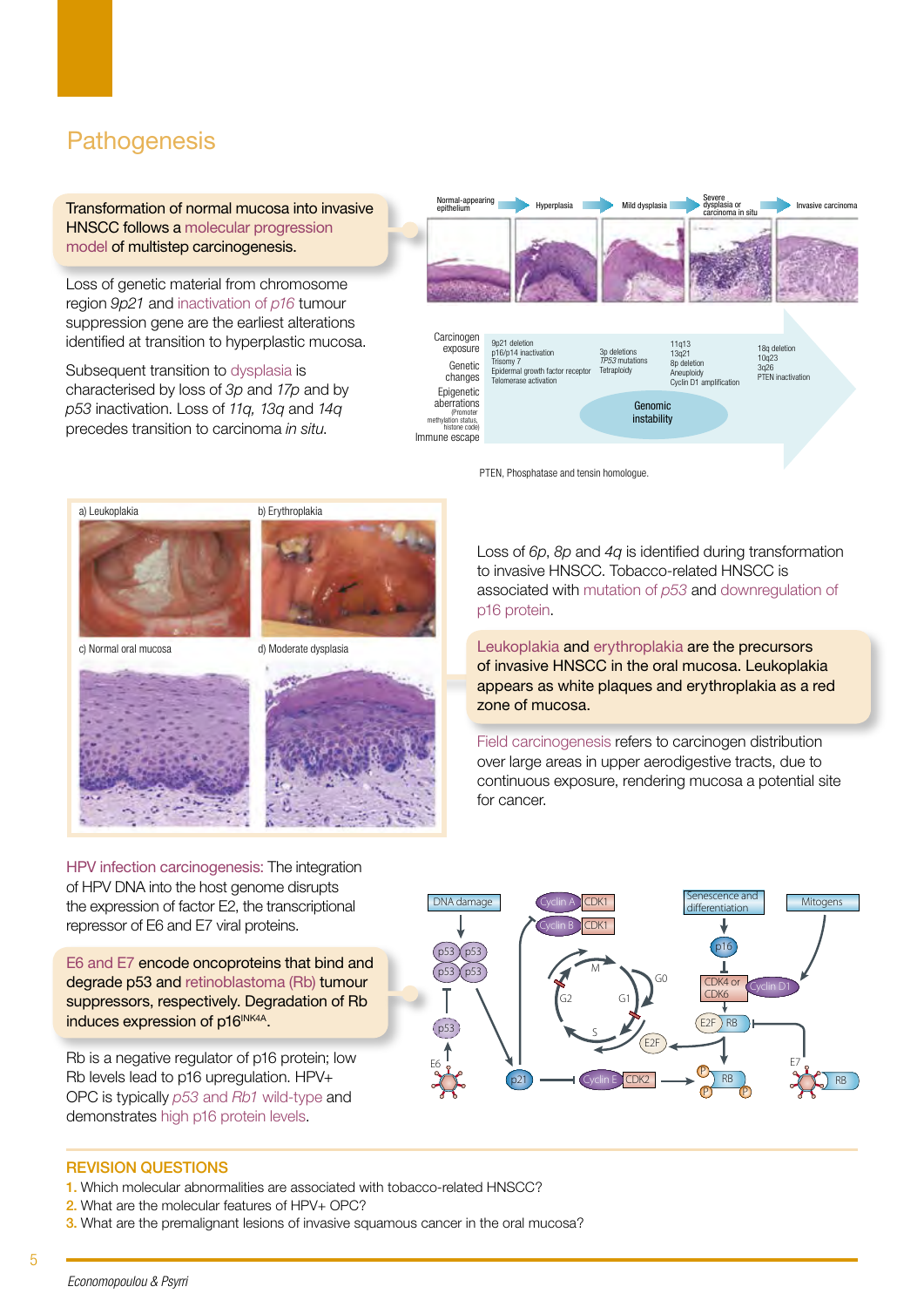# Pathogenesis

Transformation of normal mucosa into invasive HNSCC follows a molecular progression model of multistep carcinogenesis.

Loss of genetic material from chromosome region *9p21* and inactivation of *p16* tumour suppression gene are the earliest alterations identified at transition to hyperplastic mucosa.

Subsequent transition to dysplasia is characterised by loss of *3p* and *17p* and by *p53* inactivation. Loss of *11q, 13q* and *14q* precedes transition to carcinoma *in situ.*

Normal-appearing epithelium → Hyperplasia → Mild dysplasia → Severe dysplasia or carcinoma in situ → Invasive carcinoma

Carcinogen exposure
Genetic changes
Epigenetic aberrations (Promoter methylation status, histone code)
Immune escape

9p21 deletion
p16/p14 inactivation
Trisomy 7
Epidermal growth factor receptor
Telomerase activation

3p deletions
*TP53* mutations
Tetraploidy

11q13
13q21
8p deletion
Aneuploidy
Cyclin D1 amplification

18q deletion
10q23
3q26
PTEN inactivation

Genomic instability

PTEN, Phosphatase and tensin homologue.

a) Leukoplakia b) Erythroplakia c) Normal oral mucosa d) Moderate dysplasia

Loss of *6p, 8p* and *4q* is identified during transformation to invasive HNSCC. Tobacco-related HNSCC is associated with mutation of *p53* and downregulation of p16 protein.

Leukoplakia and erythroplakia are the precursors of invasive HNSCC in the oral mucosa. Leukoplakia appears as white plaques and erythroplakia as a red zone of mucosa.

Field carcinogenesis refers to carcinogen distribution over large areas in upper aerodigestive tracts, due to continuous exposure, rendering mucosa a potential site for cancer.

HPV infection carcinogenesis: The integration of HPV DNA into the host genome disrupts the expression of factor E2, the transcriptional repressor of E6 and E7 viral proteins.

E6 and E7 encode oncoproteins that bind and degrade p53 and retinoblastoma (Rb) tumour suppressors, respectively. Degradation of Rb induces expression of $p16^{INK4A}$.

Rb is a negative regulator of p16 protein; low Rb levels lead to p16 upregulation. HPV+ OPC is typically *p53* and *Rb1* wild-type and demonstrates high p16 protein levels.

DNA damage, p53, E6, p21, Cyclin A CDK1, Cyclin B CDK1, G2, M, G1, G0, S, E2F, Cyclin E CDK2, Senescence and differentiation, p16, CDK4 or CDK6, Cyclin D1, Mitogens, E2F RB, P RB, E7, RB

## REVISION QUESTIONS

1. Which molecular abnormalities are associated with tobacco-related HNSCC?
2. What are the molecular features of HPV+ OPC?
3. What are the premalignant lesions of invasive squamous cancer in the oral mucosa?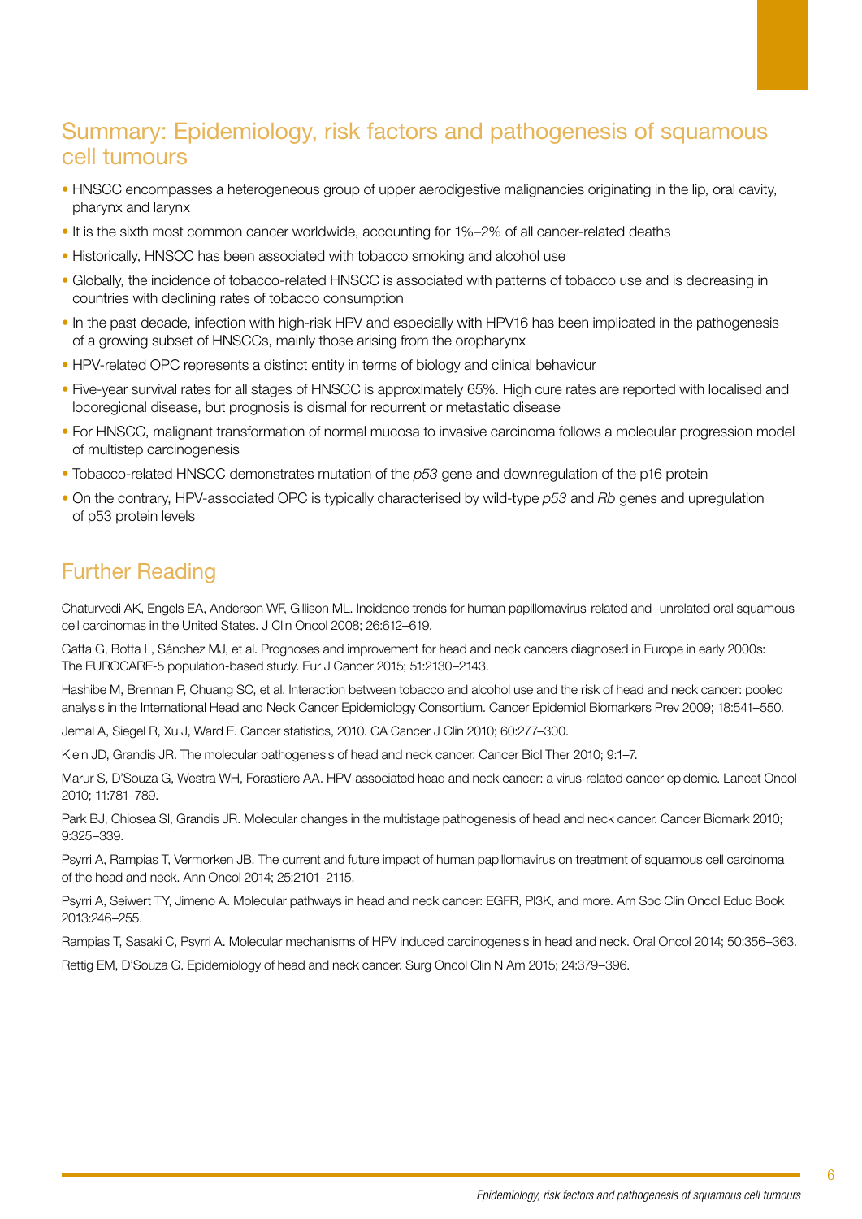## Summary: Epidemiology, risk factors and pathogenesis of squamous cell tumours

- HNSCC encompasses a heterogeneous group of upper aerodigestive malignancies originating in the lip, oral cavity, pharynx and larynx
- It is the sixth most common cancer worldwide, accounting for 1%–2% of all cancer-related deaths
- Historically, HNSCC has been associated with tobacco smoking and alcohol use
- Globally, the incidence of tobacco-related HNSCC is associated with patterns of tobacco use and is decreasing in countries with declining rates of tobacco consumption
- In the past decade, infection with high-risk HPV and especially with HPV16 has been implicated in the pathogenesis of a growing subset of HNSCCs, mainly those arising from the oropharynx
- HPV-related OPC represents a distinct entity in terms of biology and clinical behaviour
- Five-year survival rates for all stages of HNSCC is approximately 65%. High cure rates are reported with localised and locoregional disease, but prognosis is dismal for recurrent or metastatic disease
- For HNSCC, malignant transformation of normal mucosa to invasive carcinoma follows a molecular progression model of multistep carcinogenesis
- Tobacco-related HNSCC demonstrates mutation of the *p53* gene and downregulation of the p16 protein
- On the contrary, HPV-associated OPC is typically characterised by wild-type *p53* and *Rb* genes and upregulation of p53 protein levels

## Further Reading

Chaturvedi AK, Engels EA, Anderson WF, Gillison ML. Incidence trends for human papillomavirus-related and -unrelated oral squamous cell carcinomas in the United States. J Clin Oncol 2008; 26:612–619.

Gatta G, Botta L, Sánchez MJ, et al. Prognoses and improvement for head and neck cancers diagnosed in Europe in early 2000s: The EUROCARE-5 population-based study. Eur J Cancer 2015; 51:2130–2143.

Hashibe M, Brennan P, Chuang SC, et al. Interaction between tobacco and alcohol use and the risk of head and neck cancer: pooled analysis in the International Head and Neck Cancer Epidemiology Consortium. Cancer Epidemiol Biomarkers Prev 2009; 18:541–550.

Jemal A, Siegel R, Xu J, Ward E. Cancer statistics, 2010. CA Cancer J Clin 2010; 60:277–300.

Klein JD, Grandis JR. The molecular pathogenesis of head and neck cancer. Cancer Biol Ther 2010; 9:1–7.

Marur S, D'Souza G, Westra WH, Forastiere AA. HPV-associated head and neck cancer: a virus-related cancer epidemic. Lancet Oncol 2010; 11:781–789.

Park BJ, Chiosea SI, Grandis JR. Molecular changes in the multistage pathogenesis of head and neck cancer. Cancer Biomark 2010; 9:325–339.

Psyrri A, Rampias T, Vermorken JB. The current and future impact of human papillomavirus on treatment of squamous cell carcinoma of the head and neck. Ann Oncol 2014; 25:2101–2115.

Psyrri A, Seiwert TY, Jimeno A. Molecular pathways in head and neck cancer: EGFR, PI3K, and more. Am Soc Clin Oncol Educ Book 2013:246–255.

Rampias T, Sasaki C, Psyrri A. Molecular mechanisms of HPV induced carcinogenesis in head and neck. Oral Oncol 2014; 50:356–363.

Rettig EM, D'Souza G. Epidemiology of head and neck cancer. Surg Oncol Clin N Am 2015; 24:379–396.